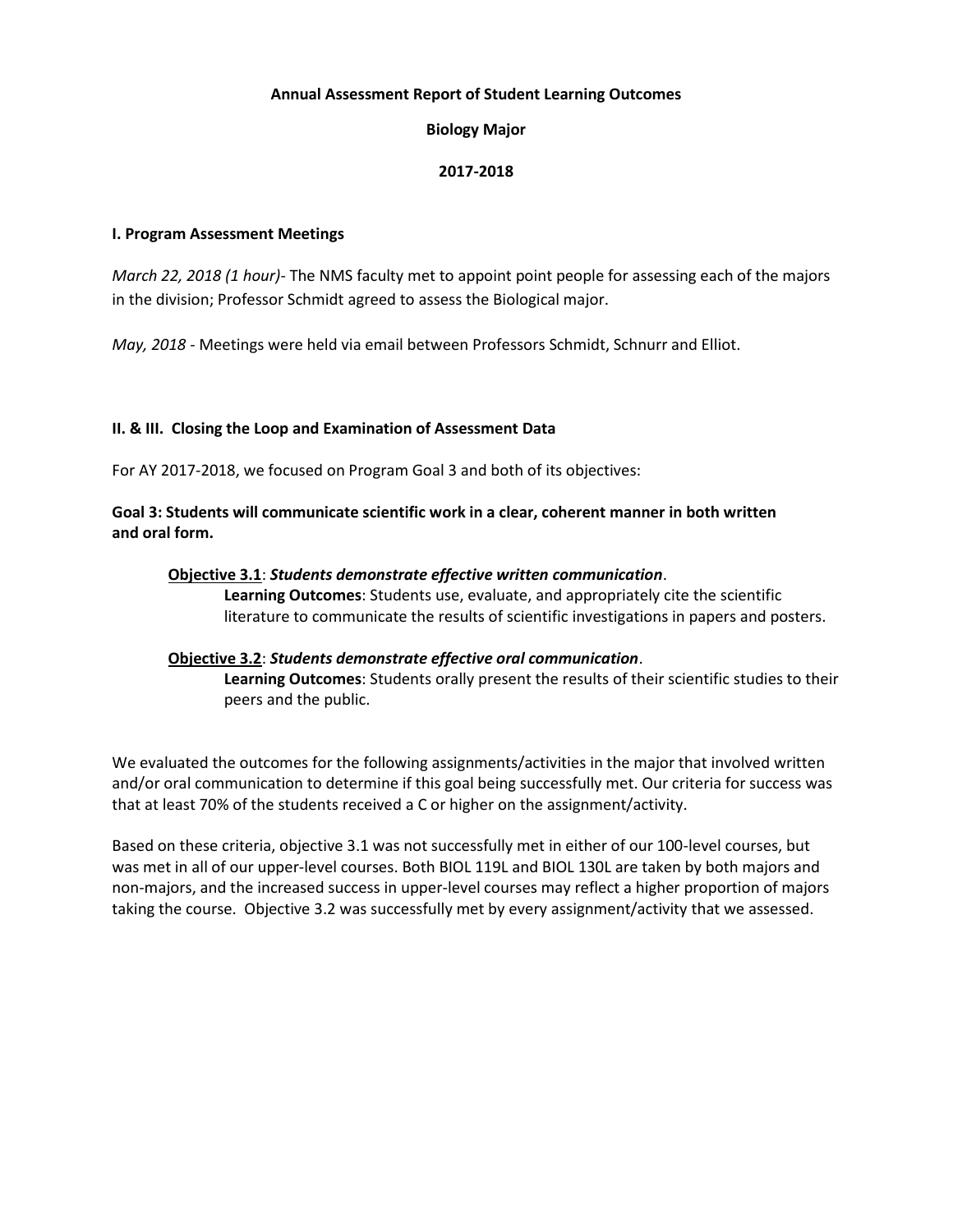**Annual Assessment Report of Student Learning Outcomes**

**Biology Major**

**2017-2018**

## I. Program Assessment Meetings

*March 22, 2018 (1 hour)*- The NMS faculty met to appoint point people for assessing each of the majors in the division; Professor Schmidt agreed to assess the Biological major.

*May, 2018* - Meetings were held via email between Professors Schmidt, Schnurr and Elliot.

## II. & III. Closing the Loop and Examination of Assessment Data

For AY 2017-2018, we focused on Program Goal 3 and both of its objectives:

**Goal 3: Students will communicate scientific work in a clear, coherent manner in both written and oral form.**

<u>**Objective 3.1**</u>: ***Students demonstrate effective written communication***.
**Learning Outcomes**: Students use, evaluate, and appropriately cite the scientific literature to communicate the results of scientific investigations in papers and posters.

<u>**Objective 3.2**</u>: ***Students demonstrate effective oral communication***.
**Learning Outcomes**: Students orally present the results of their scientific studies to their peers and the public.

We evaluated the outcomes for the following assignments/activities in the major that involved written and/or oral communication to determine if this goal being successfully met. Our criteria for success was that at least 70% of the students received a C or higher on the assignment/activity.

Based on these criteria, objective 3.1 was not successfully met in either of our 100-level courses, but was met in all of our upper-level courses. Both BIOL 119L and BIOL 130L are taken by both majors and non-majors, and the increased success in upper-level courses may reflect a higher proportion of majors taking the course. Objective 3.2 was successfully met by every assignment/activity that we assessed.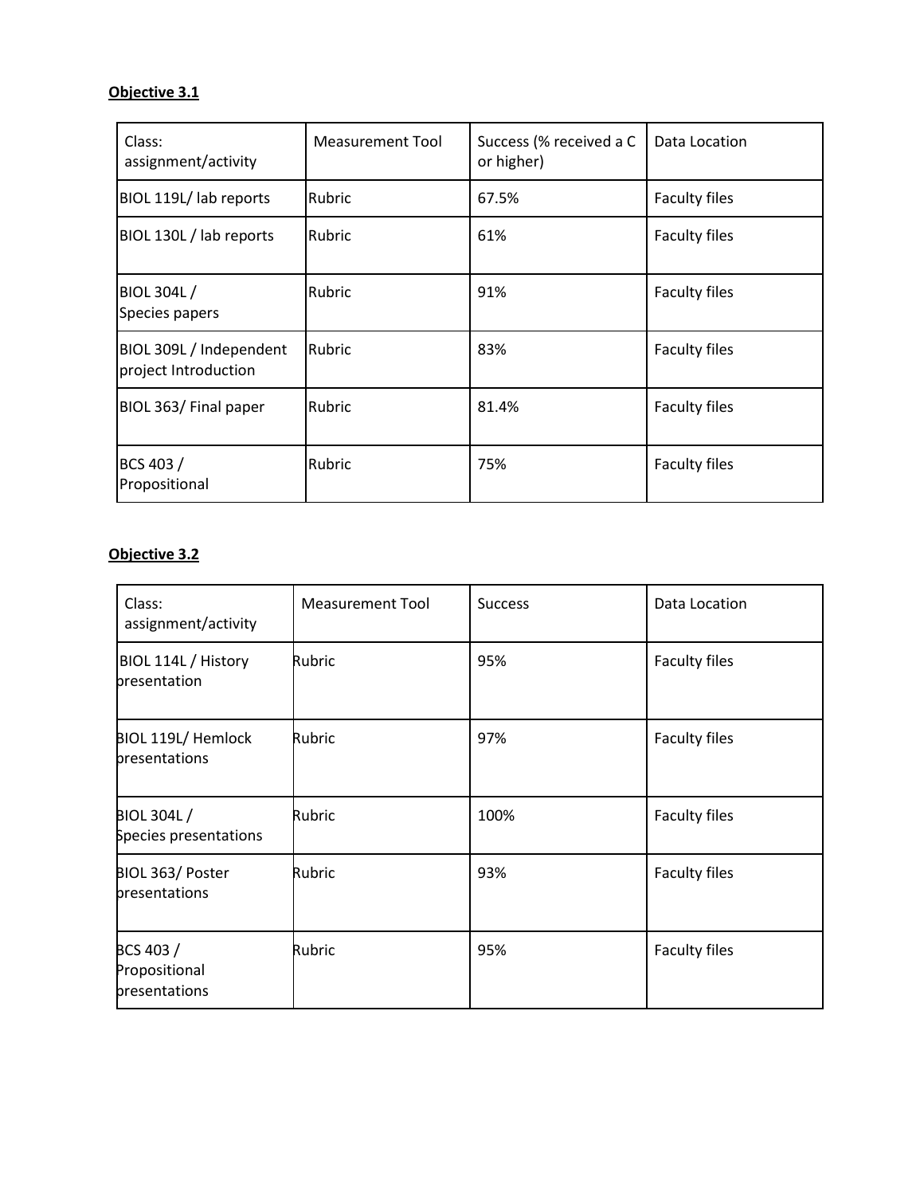**Objective 3.1**

| Class: assignment/activity | Measurement Tool | Success (% received a C or higher) | Data Location |
|---|---|---|---|
| BIOL 119L/ lab reports | Rubric | 67.5% | Faculty files |
| BIOL 130L / lab reports | Rubric | 61% | Faculty files |
| BIOL 304L / Species papers | Rubric | 91% | Faculty files |
| BIOL 309L / Independent project Introduction | Rubric | 83% | Faculty files |
| BIOL 363/ Final paper | Rubric | 81.4% | Faculty files |
| BCS 403 / Propositional | Rubric | 75% | Faculty files |

**Objective 3.2**

| Class: assignment/activity | Measurement Tool | Success | Data Location |
|---|---|---|---|
| BIOL 114L / History presentation | Rubric | 95% | Faculty files |
| BIOL 119L/ Hemlock presentations | Rubric | 97% | Faculty files |
| BIOL 304L / Species presentations | Rubric | 100% | Faculty files |
| BIOL 363/ Poster presentations | Rubric | 93% | Faculty files |
| BCS 403 / Propositional presentations | Rubric | 95% | Faculty files |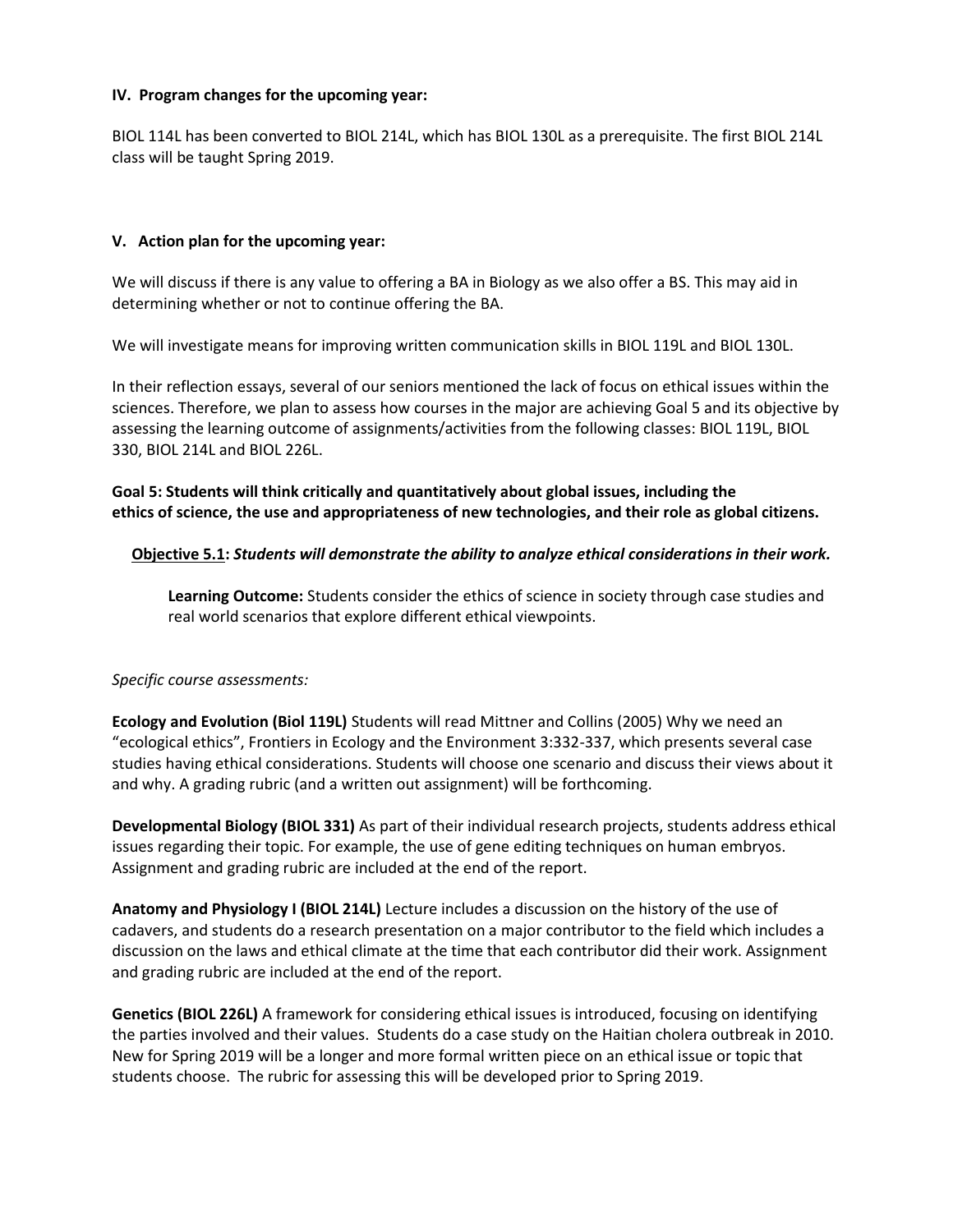### IV. Program changes for the upcoming year:

BIOL 114L has been converted to BIOL 214L, which has BIOL 130L as a prerequisite. The first BIOL 214L class will be taught Spring 2019.

### V. Action plan for the upcoming year:

We will discuss if there is any value to offering a BA in Biology as we also offer a BS. This may aid in determining whether or not to continue offering the BA.

We will investigate means for improving written communication skills in BIOL 119L and BIOL 130L.

In their reflection essays, several of our seniors mentioned the lack of focus on ethical issues within the sciences. Therefore, we plan to assess how courses in the major are achieving Goal 5 and its objective by assessing the learning outcome of assignments/activities from the following classes: BIOL 119L, BIOL 330, BIOL 214L and BIOL 226L.

**Goal 5: Students will think critically and quantitatively about global issues, including the ethics of science, the use and appropriateness of new technologies, and their role as global citizens.**

**Objective 5.1: *Students will demonstrate the ability to analyze ethical considerations in their work.***

> **Learning Outcome:** Students consider the ethics of science in society through case studies and real world scenarios that explore different ethical viewpoints.

*Specific course assessments:*

**Ecology and Evolution (Biol 119L)** Students will read Mittner and Collins (2005) Why we need an "ecological ethics", Frontiers in Ecology and the Environment 3:332-337, which presents several case studies having ethical considerations. Students will choose one scenario and discuss their views about it and why. A grading rubric (and a written out assignment) will be forthcoming.

**Developmental Biology (BIOL 331)** As part of their individual research projects, students address ethical issues regarding their topic. For example, the use of gene editing techniques on human embryos. Assignment and grading rubric are included at the end of the report.

**Anatomy and Physiology I (BIOL 214L)** Lecture includes a discussion on the history of the use of cadavers, and students do a research presentation on a major contributor to the field which includes a discussion on the laws and ethical climate at the time that each contributor did their work. Assignment and grading rubric are included at the end of the report.

**Genetics (BIOL 226L)** A framework for considering ethical issues is introduced, focusing on identifying the parties involved and their values. Students do a case study on the Haitian cholera outbreak in 2010. New for Spring 2019 will be a longer and more formal written piece on an ethical issue or topic that students choose. The rubric for assessing this will be developed prior to Spring 2019.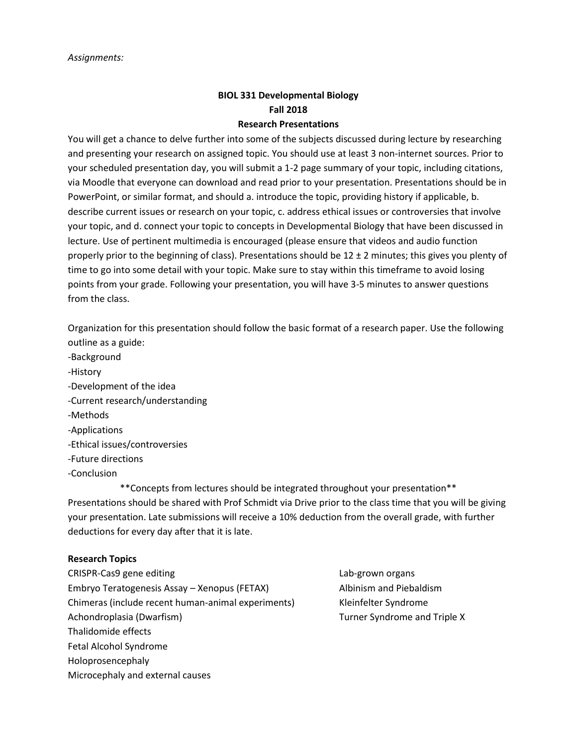*Assignments:*

**BIOL 331 Developmental Biology**
**Fall 2018**
**Research Presentations**

You will get a chance to delve further into some of the subjects discussed during lecture by researching and presenting your research on assigned topic. You should use at least 3 non-internet sources. Prior to your scheduled presentation day, you will submit a 1-2 page summary of your topic, including citations, via Moodle that everyone can download and read prior to your presentation. Presentations should be in PowerPoint, or similar format, and should a. introduce the topic, providing history if applicable, b. describe current issues or research on your topic, c. address ethical issues or controversies that involve your topic, and d. connect your topic to concepts in Developmental Biology that have been discussed in lecture. Use of pertinent multimedia is encouraged (please ensure that videos and audio function properly prior to the beginning of class). Presentations should be 12 ± 2 minutes; this gives you plenty of time to go into some detail with your topic. Make sure to stay within this timeframe to avoid losing points from your grade. Following your presentation, you will have 3-5 minutes to answer questions from the class.

Organization for this presentation should follow the basic format of a research paper. Use the following outline as a guide:

-Background
-History
-Development of the idea
-Current research/understanding
-Methods
-Applications
-Ethical issues/controversies
-Future directions
-Conclusion

**Concepts from lectures should be integrated throughout your presentation**

Presentations should be shared with Prof Schmidt via Drive prior to the class time that you will be giving your presentation. Late submissions will receive a 10% deduction from the overall grade, with further deductions for every day after that it is late.

**Research Topics**

CRISPR-Cas9 gene editing
Embryo Teratogenesis Assay – Xenopus (FETAX)
Chimeras (include recent human-animal experiments)
Achondroplasia (Dwarfism)
Thalidomide effects
Fetal Alcohol Syndrome
Holoprosencephaly
Microcephaly and external causes
Lab-grown organs
Albinism and Piebaldism
Kleinfelter Syndrome
Turner Syndrome and Triple X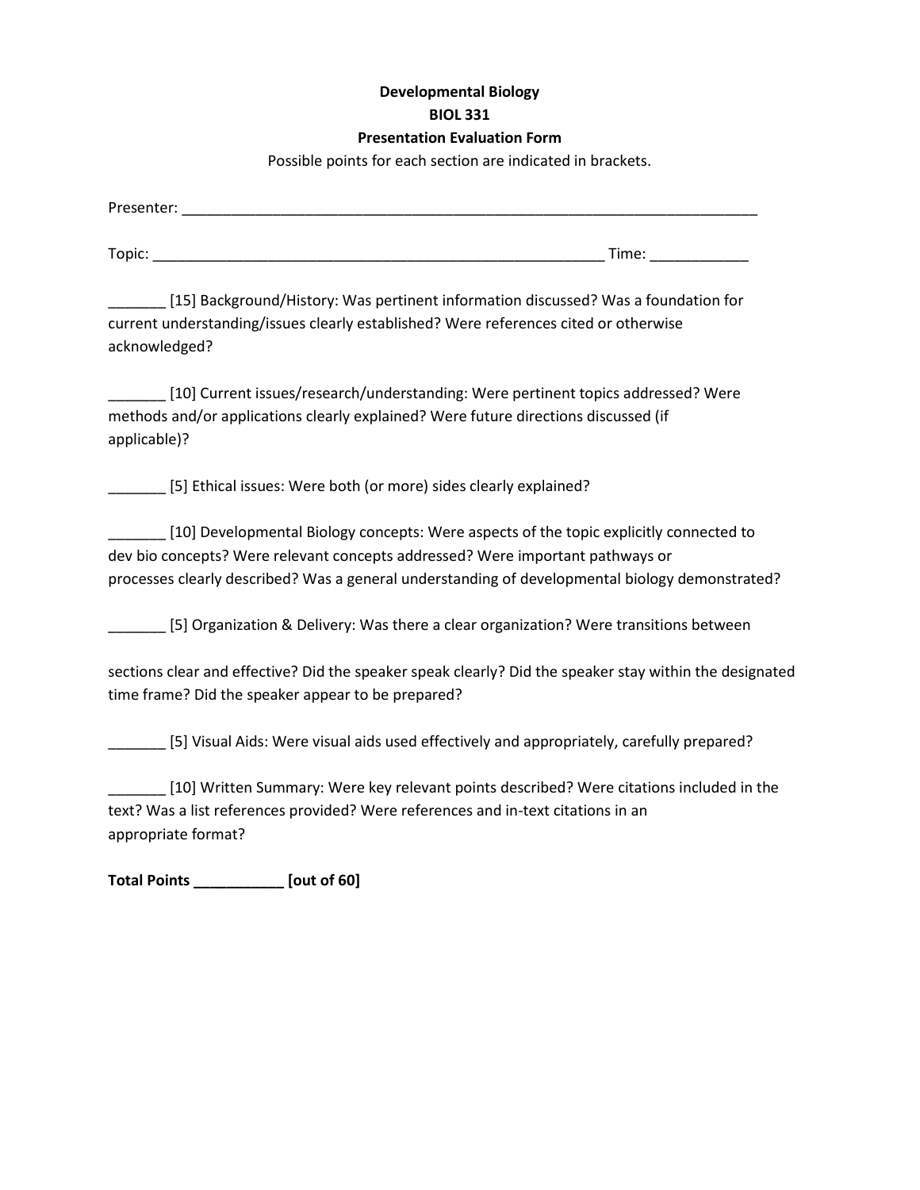**Developmental Biology**

**BIOL 331**

**Presentation Evaluation Form**

Possible points for each section are indicated in brackets.

Presenter: ___________________________________________________________________________

Topic: _________________________________________________________ Time: ____________

_______ [15] Background/History: Was pertinent information discussed? Was a foundation for current understanding/issues clearly established? Were references cited or otherwise acknowledged?

_______ [10] Current issues/research/understanding: Were pertinent topics addressed? Were methods and/or applications clearly explained? Were future directions discussed (if applicable)?

_______ [5] Ethical issues: Were both (or more) sides clearly explained?

_______ [10] Developmental Biology concepts: Were aspects of the topic explicitly connected to dev bio concepts? Were relevant concepts addressed? Were important pathways or processes clearly described? Was a general understanding of developmental biology demonstrated?

_______ [5] Organization & Delivery: Was there a clear organization? Were transitions between

sections clear and effective? Did the speaker speak clearly? Did the speaker stay within the designated time frame? Did the speaker appear to be prepared?

_______ [5] Visual Aids: Were visual aids used effectively and appropriately, carefully prepared?

_______ [10] Written Summary: Were key relevant points described? Were citations included in the text? Was a list references provided? Were references and in-text citations in an appropriate format?

**Total Points ___________ [out of 60]**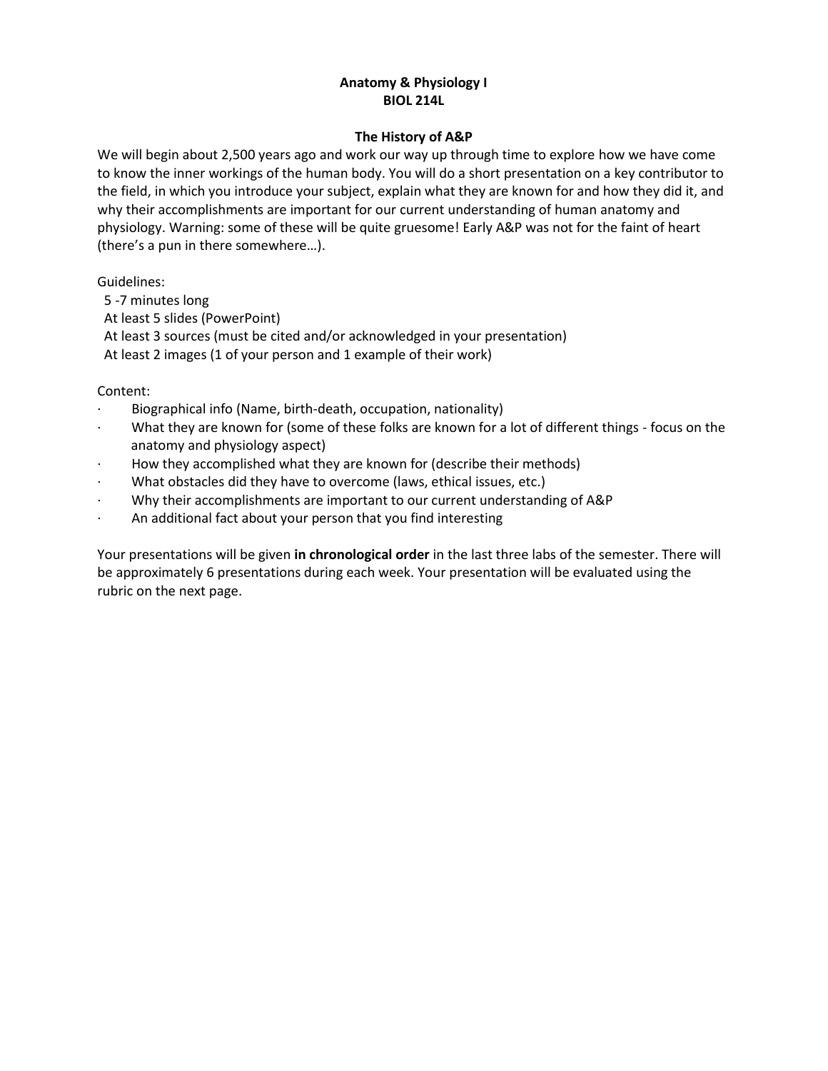**Anatomy & Physiology I**
**BIOL 214L**

**The History of A&P**

We will begin about 2,500 years ago and work our way up through time to explore how we have come to know the inner workings of the human body. You will do a short presentation on a key contributor to the field, in which you introduce your subject, explain what they are known for and how they did it, and why their accomplishments are important for our current understanding of human anatomy and physiology. Warning: some of these will be quite gruesome! Early A&P was not for the faint of heart (there's a pun in there somewhere…).

Guidelines:

5 -7 minutes long
At least 5 slides (PowerPoint)
At least 3 sources (must be cited and/or acknowledged in your presentation)
At least 2 images (1 of your person and 1 example of their work)

Content:

- Biographical info (Name, birth-death, occupation, nationality)
- What they are known for (some of these folks are known for a lot of different things - focus on the anatomy and physiology aspect)
- How they accomplished what they are known for (describe their methods)
- What obstacles did they have to overcome (laws, ethical issues, etc.)
- Why their accomplishments are important to our current understanding of A&P
- An additional fact about your person that you find interesting

Your presentations will be given **in chronological order** in the last three labs of the semester. There will be approximately 6 presentations during each week. Your presentation will be evaluated using the rubric on the next page.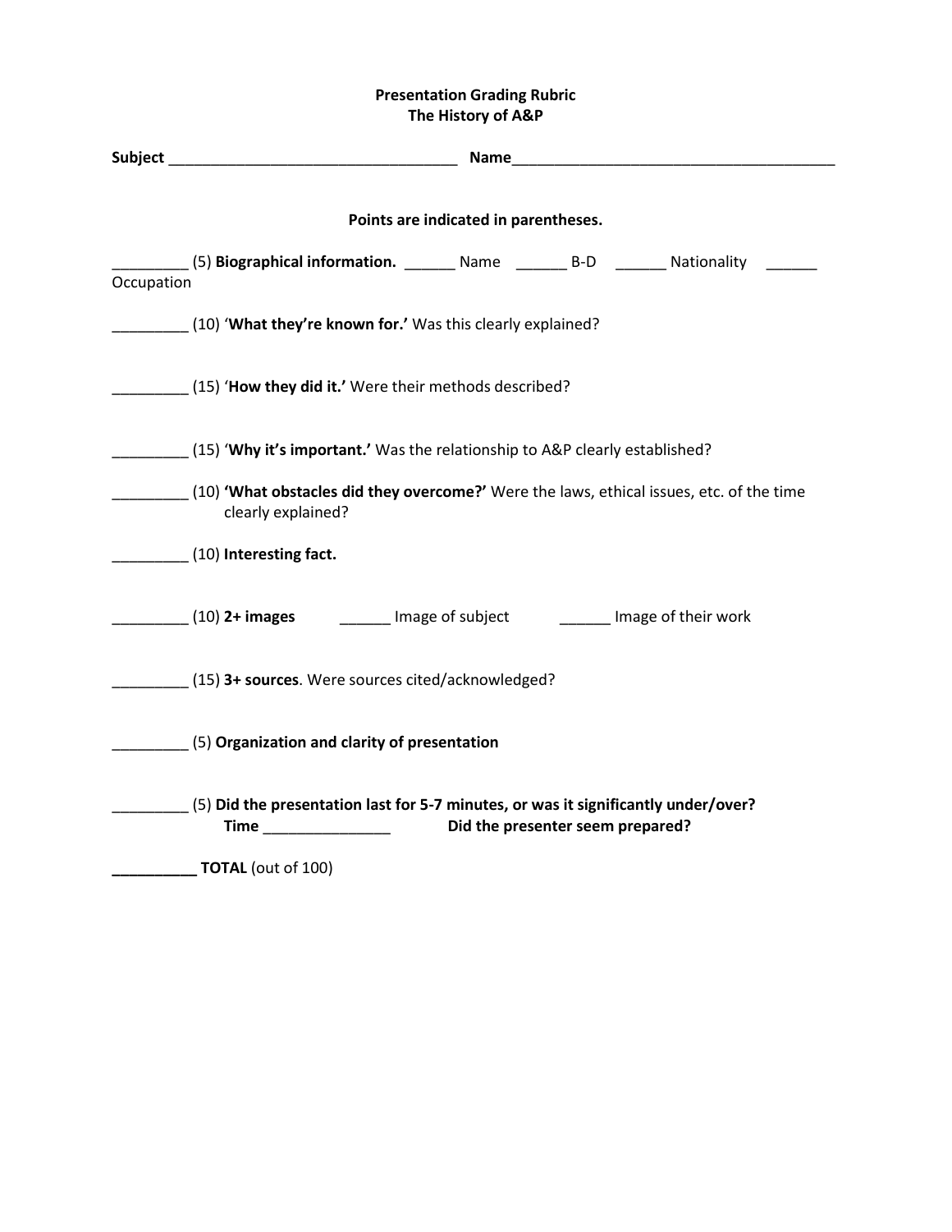**Presentation Grading Rubric**
**The History of A&P**

**Subject** ___________________________________ **Name**_______________________________________

**Points are indicated in parentheses.**

_________ (5) **Biographical information.** ______ Name ______ B-D ______ Nationality ______ Occupation

_________ (10) '**What they're known for.**' Was this clearly explained?

_________ (15) '**How they did it.**' Were their methods described?

_________ (15) '**Why it's important.**' Was the relationship to A&P clearly established?

_________ (10) **'What obstacles did they overcome?'** Were the laws, ethical issues, etc. of the time clearly explained?

_________ (10) **Interesting fact.**

_________ (10) **2+ images** ______ Image of subject ______ Image of their work

_________ (15) **3+ sources**. Were sources cited/acknowledged?

_________ (5) **Organization and clarity of presentation**

_________ (5) **Did the presentation last for 5-7 minutes, or was it significantly under/over?**
**Time** _______________ **Did the presenter seem prepared?**

**__________ TOTAL** (out of 100)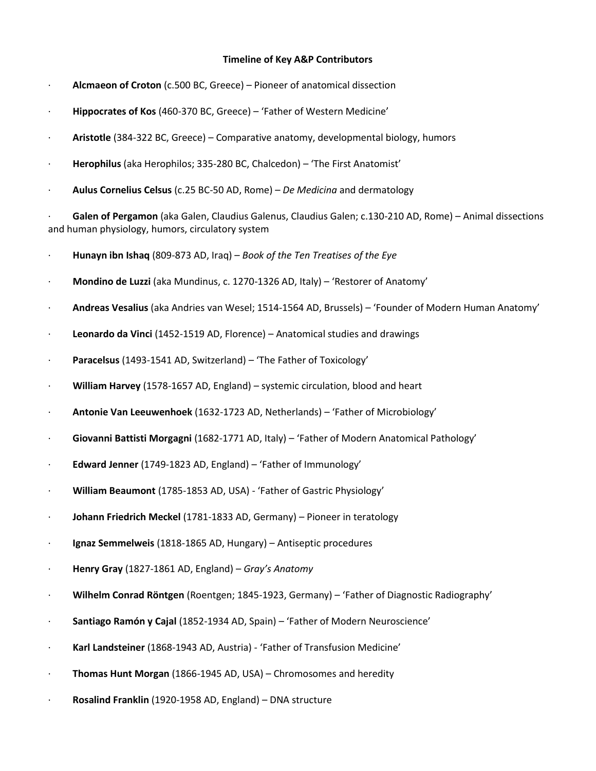**Timeline of Key A&P Contributors**

- **Alcmaeon of Croton** (c.500 BC, Greece) – Pioneer of anatomical dissection
- **Hippocrates of Kos** (460-370 BC, Greece) – 'Father of Western Medicine'
- **Aristotle** (384-322 BC, Greece) – Comparative anatomy, developmental biology, humors
- **Herophilus** (aka Herophilos; 335-280 BC, Chalcedon) – 'The First Anatomist'
- **Aulus Cornelius Celsus** (c.25 BC-50 AD, Rome) – *De Medicina* and dermatology
- **Galen of Pergamon** (aka Galen, Claudius Galenus, Claudius Galen; c.130-210 AD, Rome) – Animal dissections and human physiology, humors, circulatory system
- **Hunayn ibn Ishaq** (809-873 AD, Iraq) – *Book of the Ten Treatises of the Eye*
- **Mondino de Luzzi** (aka Mundinus, c. 1270-1326 AD, Italy) – 'Restorer of Anatomy'
- **Andreas Vesalius** (aka Andries van Wesel; 1514-1564 AD, Brussels) – 'Founder of Modern Human Anatomy'
- **Leonardo da Vinci** (1452-1519 AD, Florence) – Anatomical studies and drawings
- **Paracelsus** (1493-1541 AD, Switzerland) – 'The Father of Toxicology'
- **William Harvey** (1578-1657 AD, England) – systemic circulation, blood and heart
- **Antonie Van Leeuwenhoek** (1632-1723 AD, Netherlands) – 'Father of Microbiology'
- **Giovanni Battisti Morgagni** (1682-1771 AD, Italy) – 'Father of Modern Anatomical Pathology'
- **Edward Jenner** (1749-1823 AD, England) – 'Father of Immunology'
- **William Beaumont** (1785-1853 AD, USA) - 'Father of Gastric Physiology'
- **Johann Friedrich Meckel** (1781-1833 AD, Germany) – Pioneer in teratology
- **Ignaz Semmelweis** (1818-1865 AD, Hungary) – Antiseptic procedures
- **Henry Gray** (1827-1861 AD, England) – *Gray's Anatomy*
- **Wilhelm Conrad Röntgen** (Roentgen; 1845-1923, Germany) – 'Father of Diagnostic Radiography'
- **Santiago Ramón y Cajal** (1852-1934 AD, Spain) – 'Father of Modern Neuroscience'
- **Karl Landsteiner** (1868-1943 AD, Austria) - 'Father of Transfusion Medicine'
- **Thomas Hunt Morgan** (1866-1945 AD, USA) – Chromosomes and heredity
- **Rosalind Franklin** (1920-1958 AD, England) – DNA structure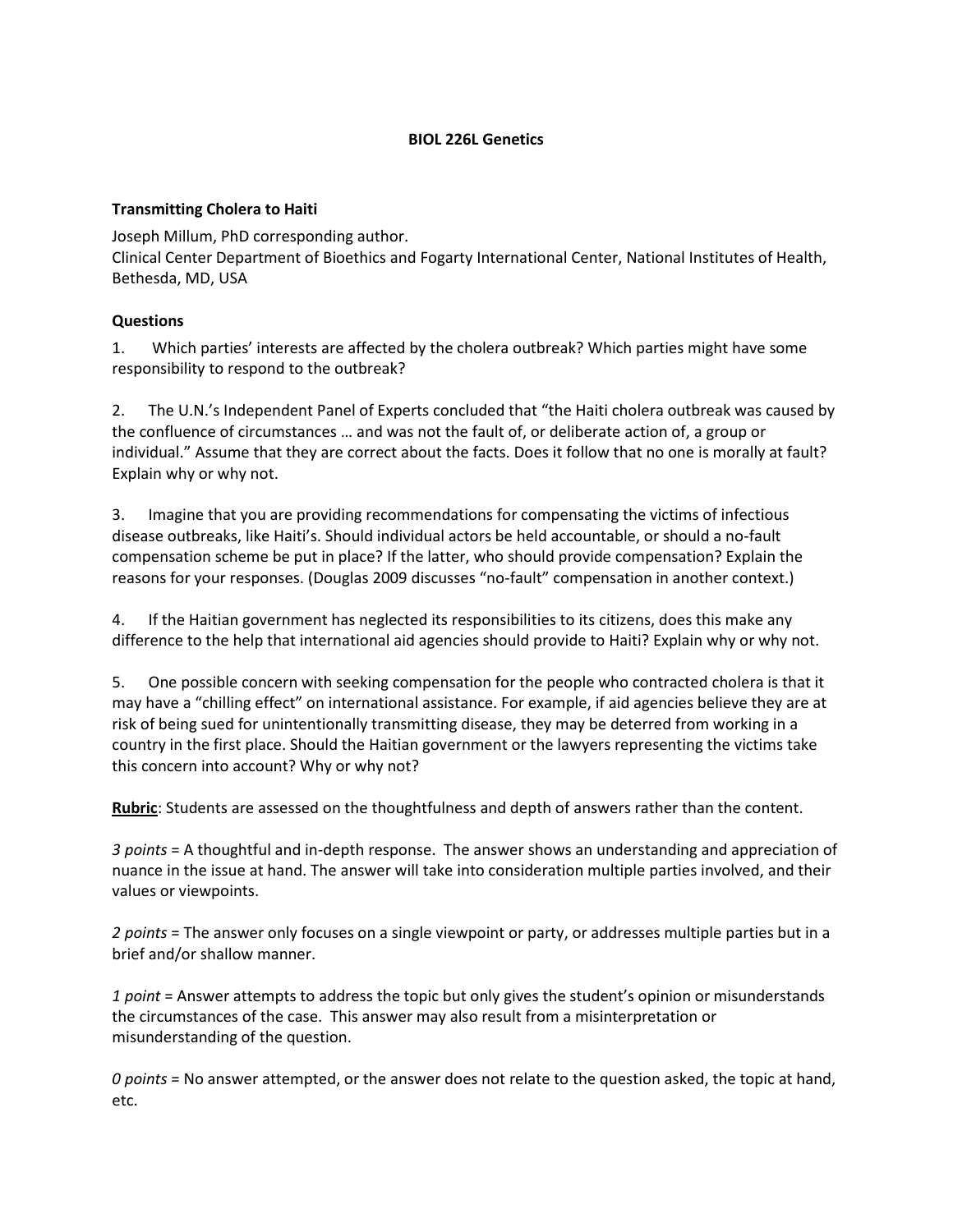**BIOL 226L Genetics**

**Transmitting Cholera to Haiti**

Joseph Millum, PhD corresponding author.
Clinical Center Department of Bioethics and Fogarty International Center, National Institutes of Health, Bethesda, MD, USA

**Questions**

1. Which parties' interests are affected by the cholera outbreak? Which parties might have some responsibility to respond to the outbreak?

2. The U.N.'s Independent Panel of Experts concluded that "the Haiti cholera outbreak was caused by the confluence of circumstances … and was not the fault of, or deliberate action of, a group or individual." Assume that they are correct about the facts. Does it follow that no one is morally at fault? Explain why or why not.

3. Imagine that you are providing recommendations for compensating the victims of infectious disease outbreaks, like Haiti's. Should individual actors be held accountable, or should a no-fault compensation scheme be put in place? If the latter, who should provide compensation? Explain the reasons for your responses. (Douglas 2009 discusses "no-fault" compensation in another context.)

4. If the Haitian government has neglected its responsibilities to its citizens, does this make any difference to the help that international aid agencies should provide to Haiti? Explain why or why not.

5. One possible concern with seeking compensation for the people who contracted cholera is that it may have a "chilling effect" on international assistance. For example, if aid agencies believe they are at risk of being sued for unintentionally transmitting disease, they may be deterred from working in a country in the first place. Should the Haitian government or the lawyers representing the victims take this concern into account? Why or why not?

**Rubric**: Students are assessed on the thoughtfulness and depth of answers rather than the content.

*3 points* = A thoughtful and in-depth response. The answer shows an understanding and appreciation of nuance in the issue at hand. The answer will take into consideration multiple parties involved, and their values or viewpoints.

*2 points* = The answer only focuses on a single viewpoint or party, or addresses multiple parties but in a brief and/or shallow manner.

*1 point* = Answer attempts to address the topic but only gives the student's opinion or misunderstands the circumstances of the case. This answer may also result from a misinterpretation or misunderstanding of the question.

*0 points* = No answer attempted, or the answer does not relate to the question asked, the topic at hand, etc.